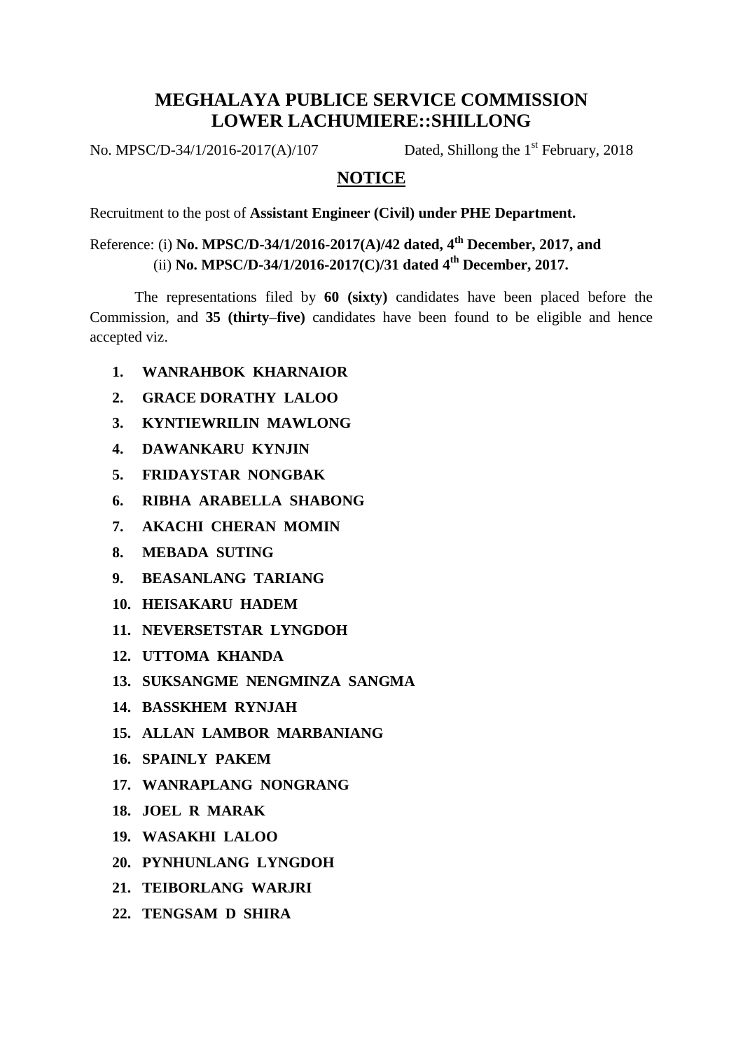# MEGHALAYA PUBLICE SERVICE COMMISSION
# LOWER LACHUMIERE::SHILLONG

No. MPSC/D-34/1/2016-2017(A)/107 Dated, Shillong the 1st February, 2018

## NOTICE

Recruitment to the post of **Assistant Engineer (Civil) under PHE Department.**

Reference: (i) **No. MPSC/D-34/1/2016-2017(A)/42 dated, 4th December, 2017, and**
(ii) **No. MPSC/D-34/1/2016-2017(C)/31 dated 4th December, 2017.**

The representations filed by **60 (sixty)** candidates have been placed before the Commission, and **35 (thirty–five)** candidates have been found to be eligible and hence accepted viz.

1. **WANRAHBOK KHARNAIOR**
2. **GRACE DORATHY LALOO**
3. **KYNTIEWRILIN MAWLONG**
4. **DAWANKARU KYNJIN**
5. **FRIDAYSTAR NONGBAK**
6. **RIBHA ARABELLA SHABONG**
7. **AKACHI CHERAN MOMIN**
8. **MEBADA SUTING**
9. **BEASANLANG TARIANG**
10. **HEISAKARU HADEM**
11. **NEVERSETSTAR LYNGDOH**
12. **UTTOMA KHANDA**
13. **SUKSANGME NENGMINZA SANGMA**
14. **BASSKHEM RYNJAH**
15. **ALLAN LAMBOR MARBANIANG**
16. **SPAINLY PAKEM**
17. **WANRAPLANG NONGRANG**
18. **JOEL R MARAK**
19. **WASAKHI LALOO**
20. **PYNHUNLANG LYNGDOH**
21. **TEIBORLANG WARJRI**
22. **TENGSAM D SHIRA**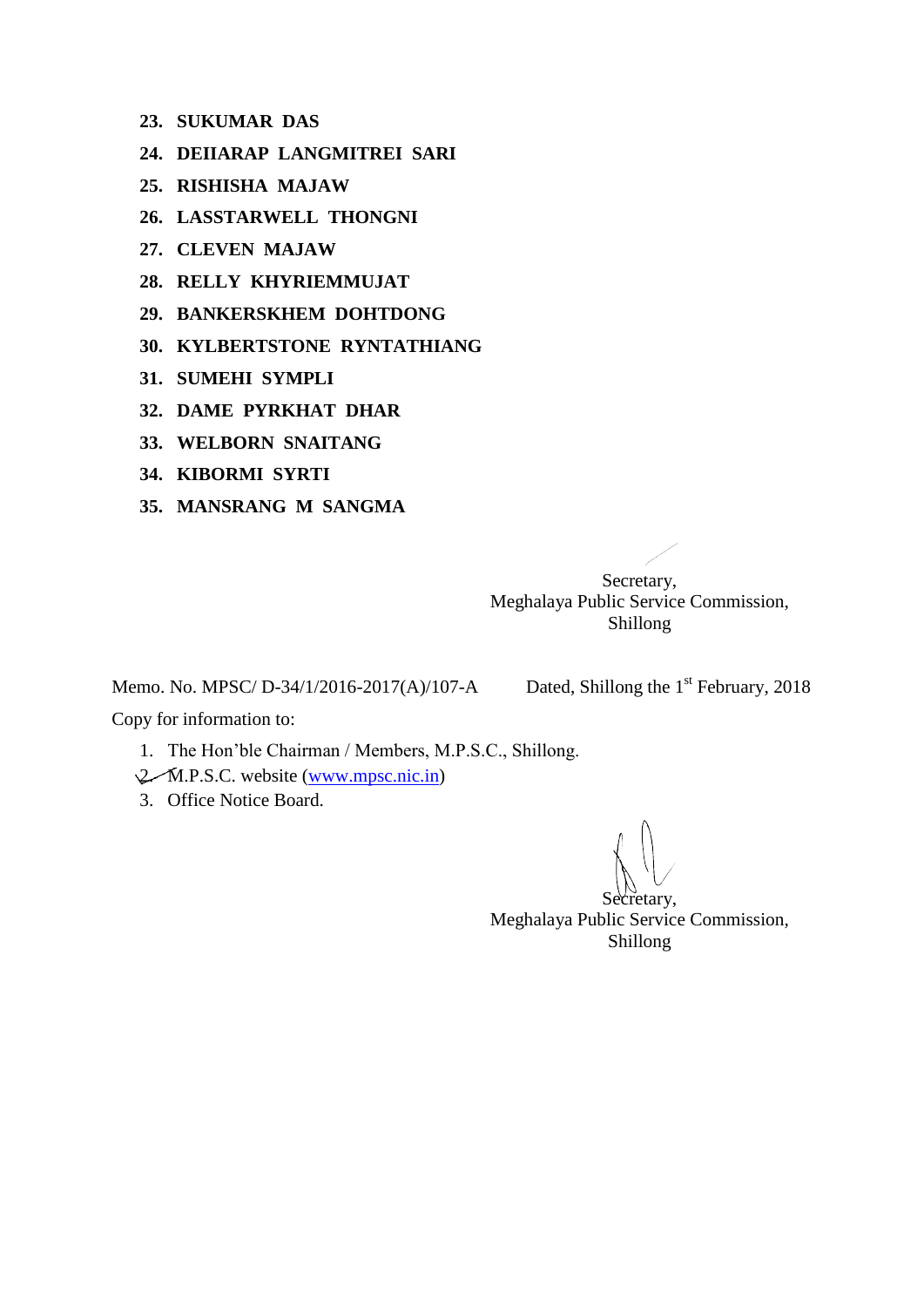23. **SUKUMAR DAS**
24. **DEIIARAP LANGMITREI SARI**
25. **RISHISHA MAJAW**
26. **LASSTARWELL THONGNI**
27. **CLEVEN MAJAW**
28. **RELLY KHYRIEMMUJAT**
29. **BANKERSKHEM DOHTDONG**
30. **KYLBERTSTONE RYNTATHIANG**
31. **SUMEHI SYMPLI**
32. **DAME PYRKHAT DHAR**
33. **WELBORN SNAITANG**
34. **KIBORMI SYRTI**
35. **MANSRANG M SANGMA**

Secretary,
Meghalaya Public Service Commission,
Shillong

Memo. No. MPSC/ D-34/1/2016-2017(A)/107-A Dated, Shillong the 1st February, 2018

Copy for information to:

1. The Hon'ble Chairman / Members, M.P.S.C., Shillong.
2. M.P.S.C. website (www.mpsc.nic.in)
3. Office Notice Board.

Secretary,
Meghalaya Public Service Commission,
Shillong